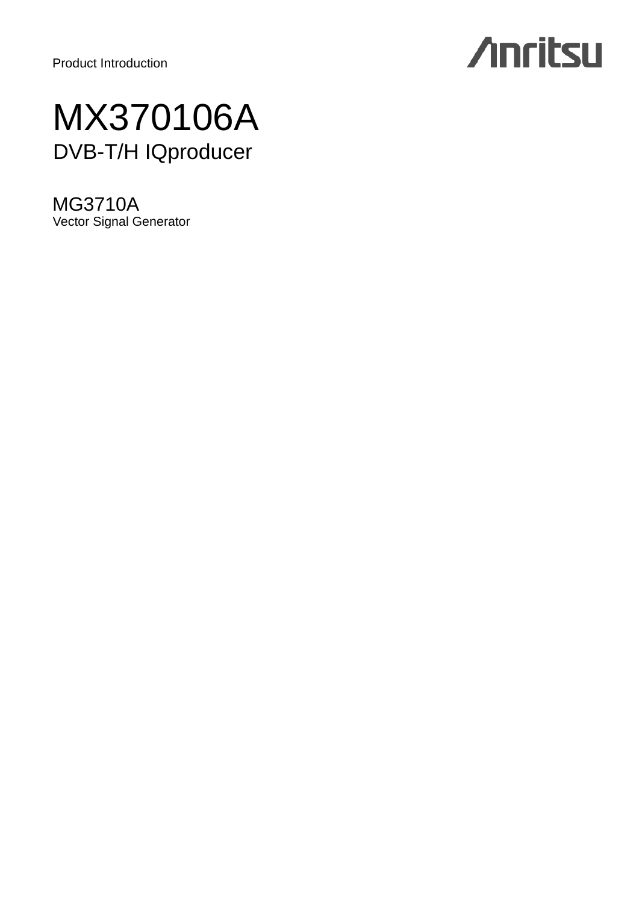Product Introduction

Anritsu

# MX370106A

## DVB-T/H IQproducer

## MG3710A

Vector Signal Generator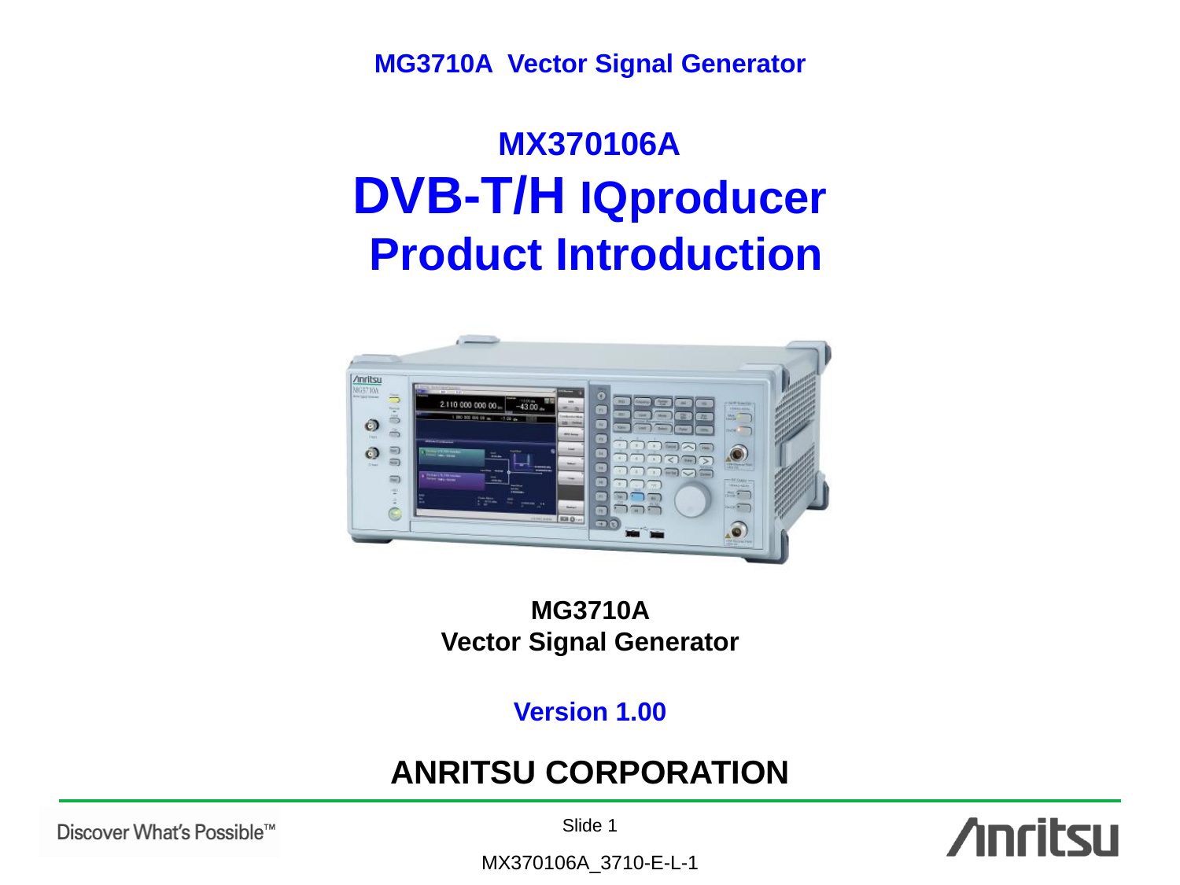**MG3710A Vector Signal Generator**

# MX370106A
# DVB-T/H IQproducer
# Product Introduction

**MG3710A**
**Vector Signal Generator**

**Version 1.00**

## ANRITSU CORPORATION

MX370106A_3710-E-L-1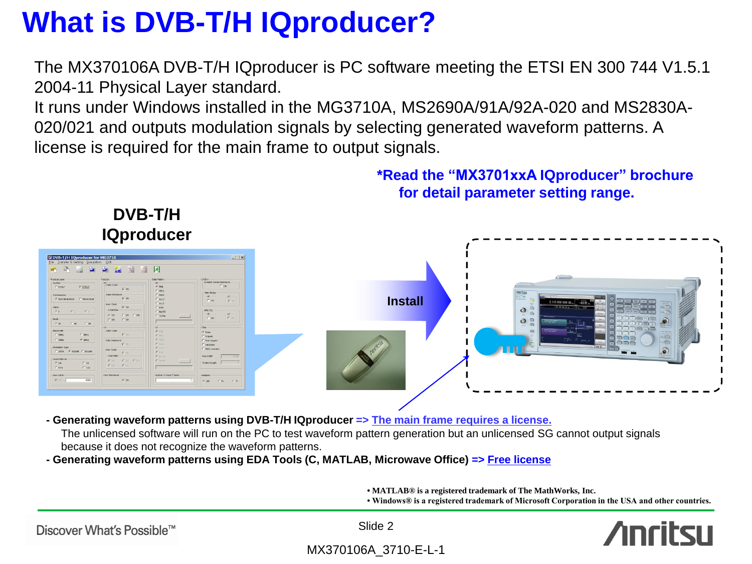# What is DVB-T/H IQproducer?

The MX370106A DVB-T/H IQproducer is PC software meeting the ETSI EN 300 744 V1.5.1 2004-11 Physical Layer standard.
It runs under Windows installed in the MG3710A, MS2690A/91A/92A-020 and MS2830A-020/021 and outputs modulation signals by selecting generated waveform patterns. A license is required for the main frame to output signals.

**\*Read the "MX3701xxA IQproducer" brochure for detail parameter setting range.**

**DVB-T/H IQproducer**

**Install**

- **Generating waveform patterns using DVB-T/H IQproducer => The main frame requires a license.**
  The unlicensed software will run on the PC to test waveform pattern generation but an unlicensed SG cannot output signals because it does not recognize the waveform patterns.
- **Generating waveform patterns using EDA Tools (C, MATLAB, Microwave Office) => Free license**

• MATLAB® is a registered trademark of The MathWorks, Inc.
• Windows® is a registered trademark of Microsoft Corporation in the USA and other countries.

MX370106A_3710-E-L-1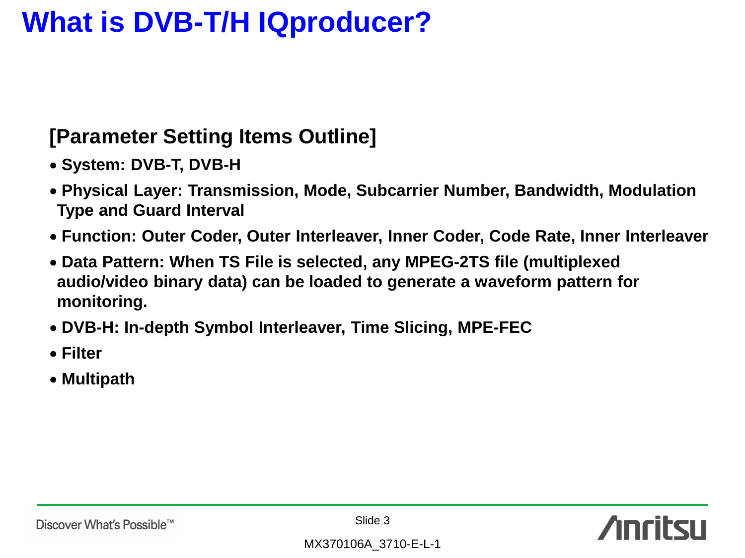# What is DVB-T/H IQproducer?

**[Parameter Setting Items Outline]**

- **System: DVB-T, DVB-H**
- **Physical Layer: Transmission, Mode, Subcarrier Number, Bandwidth, Modulation Type and Guard Interval**
- **Function: Outer Coder, Outer Interleaver, Inner Coder, Code Rate, Inner Interleaver**
- **Data Pattern: When TS File is selected, any MPEG-2TS file (multiplexed audio/video binary data) can be loaded to generate a waveform pattern for monitoring.**
- **DVB-H: In-depth Symbol Interleaver, Time Slicing, MPE-FEC**
- **Filter**
- **Multipath**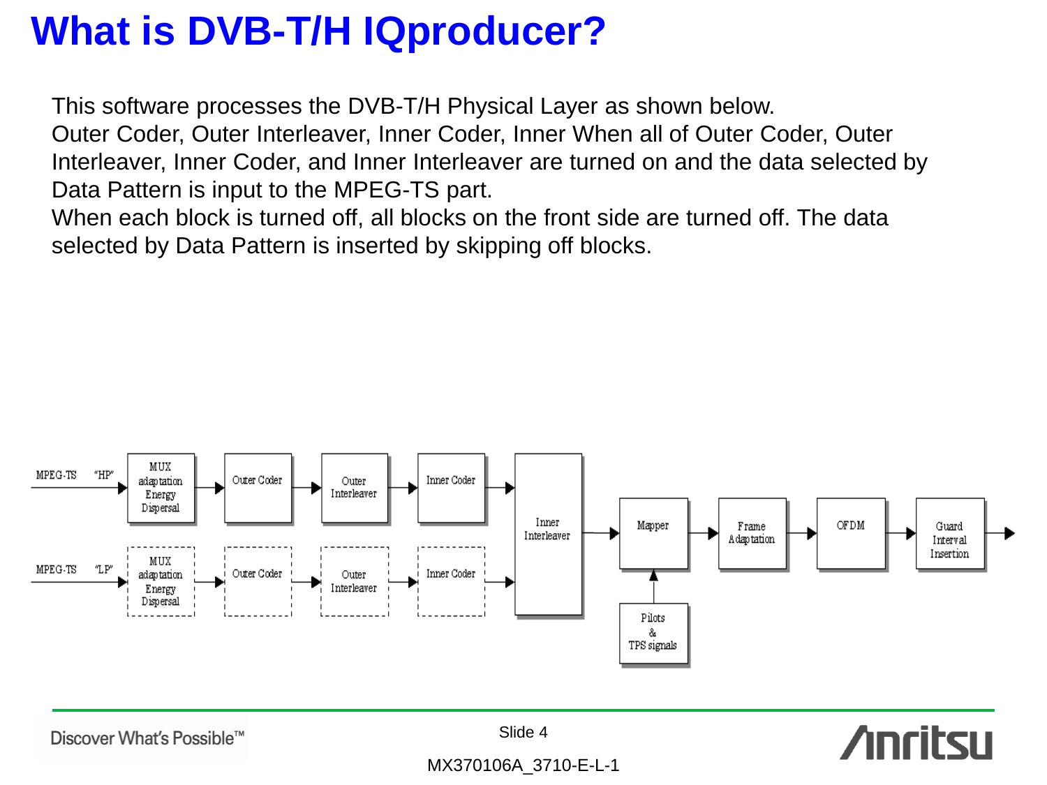# What is DVB-T/H IQproducer?

This software processes the DVB-T/H Physical Layer as shown below.
Outer Coder, Outer Interleaver, Inner Coder, Inner When all of Outer Coder, Outer Interleaver, Inner Coder, and Inner Interleaver are turned on and the data selected by Data Pattern is input to the MPEG-TS part.
When each block is turned off, all blocks on the front side are turned off. The data selected by Data Pattern is inserted by skipping off blocks.

MPEG-TS "HP" → MUX adaptation Energy Dispersal → Outer Coder → Outer Interleaver → Inner Coder → Inner Interleaver → Mapper → Frame Adaptation → OFDM → Guard Interval Insertion →

MPEG-TS "LP" → MUX adaptation Energy Dispersal → Outer Coder → Outer Interleaver → Inner Coder → Inner Interleaver

Pilots & TPS signals → Mapper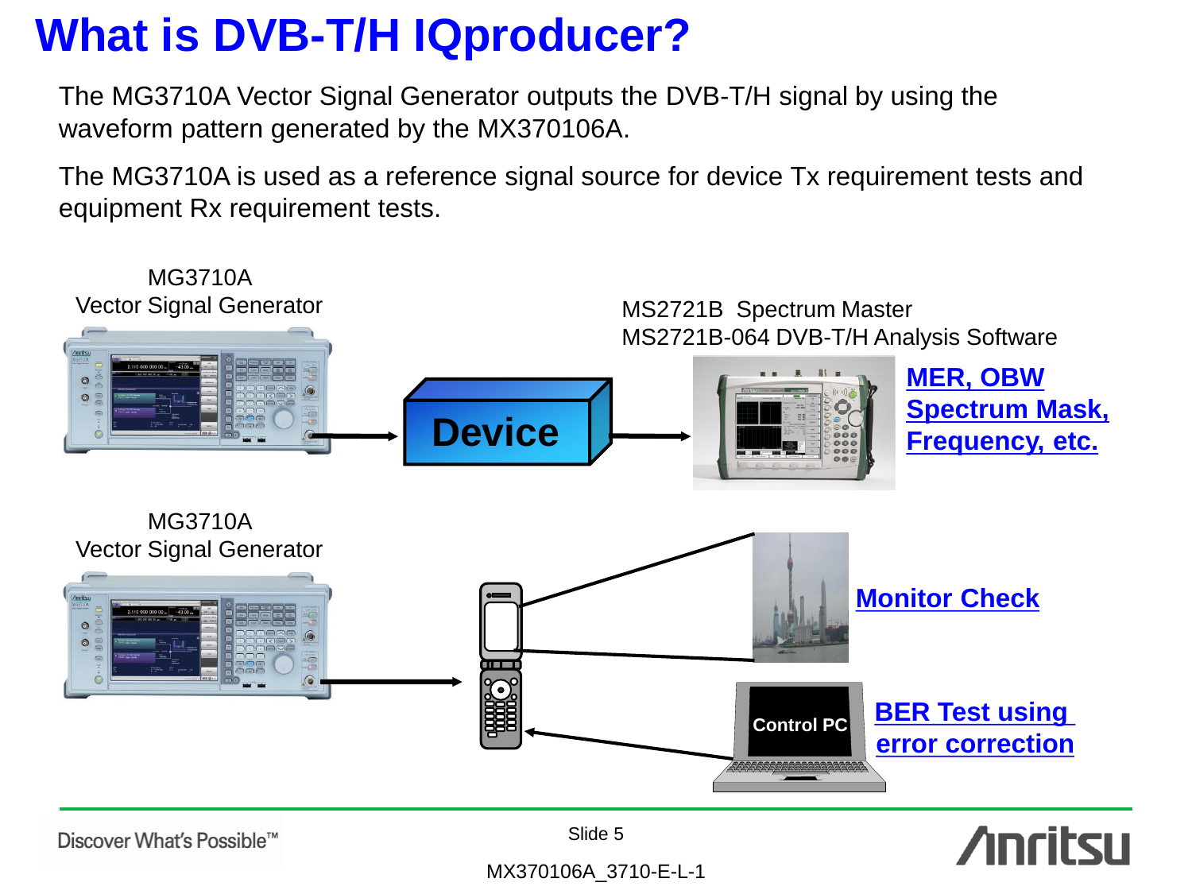# What is DVB-T/H IQproducer?

The MG3710A Vector Signal Generator outputs the DVB-T/H signal by using the waveform pattern generated by the MX370106A.

The MG3710A is used as a reference signal source for device Tx requirement tests and equipment Rx requirement tests.

MG3710A
Vector Signal Generator

Device

MS2721B Spectrum Master
MS2721B-064 DVB-T/H Analysis Software

**MER, OBW**
**Spectrum Mask,**
**Frequency, etc.**

MG3710A
Vector Signal Generator

**Monitor Check**

Control PC

**BER Test using error correction**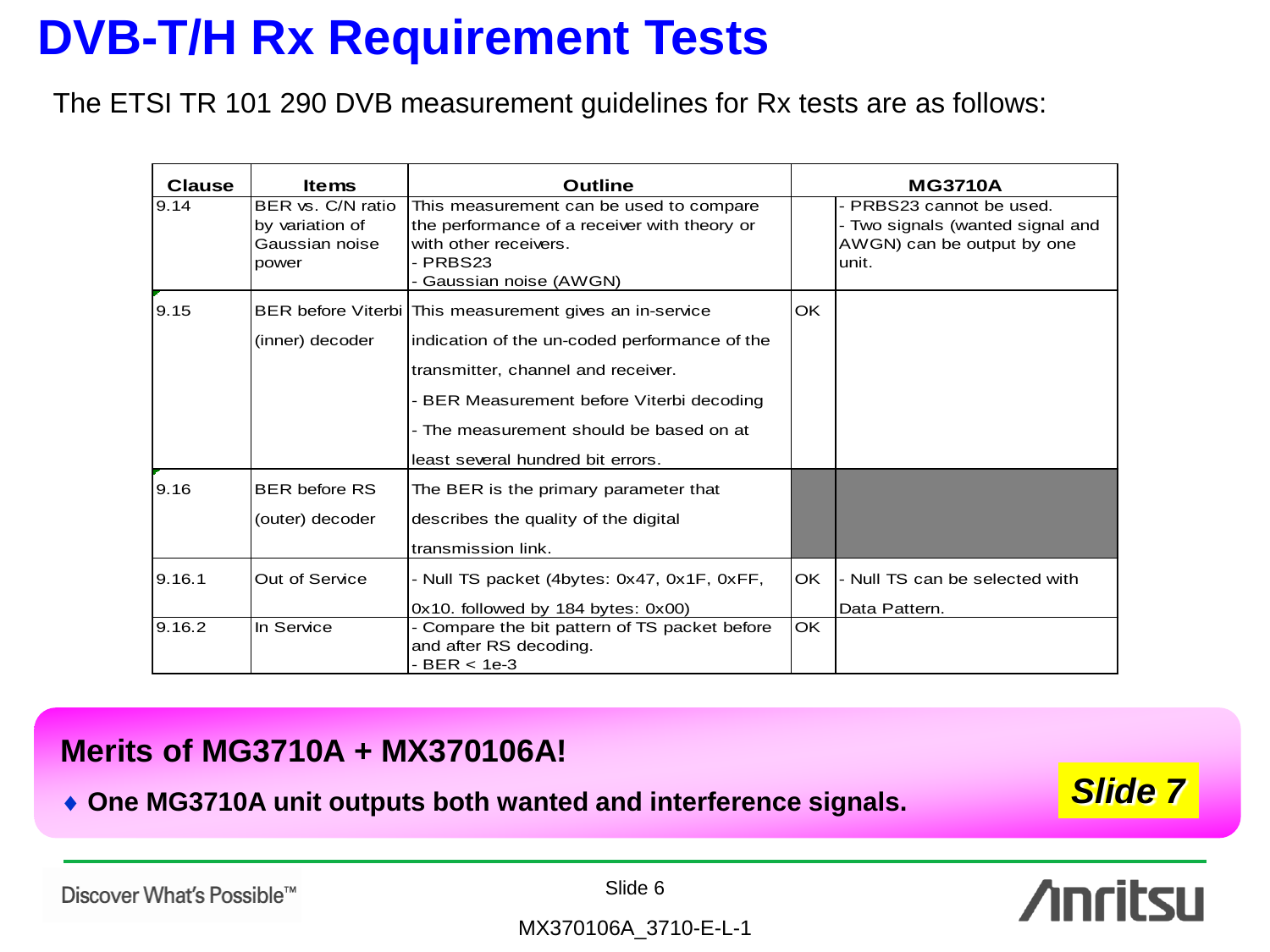# DVB-T/H Rx Requirement Tests

The ETSI TR 101 290 DVB measurement guidelines for Rx tests are as follows:

| Clause | Items | Outline | MG3710A | |
|---|---|---|---|---|
| 9.14 | BER vs. C/N ratio by variation of Gaussian noise power | This measurement can be used to compare the performance of a receiver with theory or with other receivers.<br>- PRBS23<br>- Gaussian noise (AWGN) | | - PRBS23 cannot be used.<br>- Two signals (wanted signal and AWGN) can be output by one unit. |
| 9.15 | BER before Viterbi (inner) decoder | This measurement gives an in-service indication of the un-coded performance of the transmitter, channel and receiver.<br>- BER Measurement before Viterbi decoding<br>- The measurement should be based on at least several hundred bit errors. | OK | |
| 9.16 | BER before RS (outer) decoder | The BER is the primary parameter that describes the quality of the digital transmission link. | | |
| 9.16.1 | Out of Service | - Null TS packet (4bytes: 0x47, 0x1F, 0xFF, 0x10. followed by 184 bytes: 0x00) | OK | - Null TS can be selected with Data Pattern. |
| 9.16.2 | In Service | - Compare the bit pattern of TS packet before and after RS decoding.<br>- BER < 1e-3 | OK | |

**Merits of MG3710A + MX370106A!**

- **One MG3710A unit outputs both wanted and interference signals.**

***Slide 7***

MX370106A_3710-E-L-1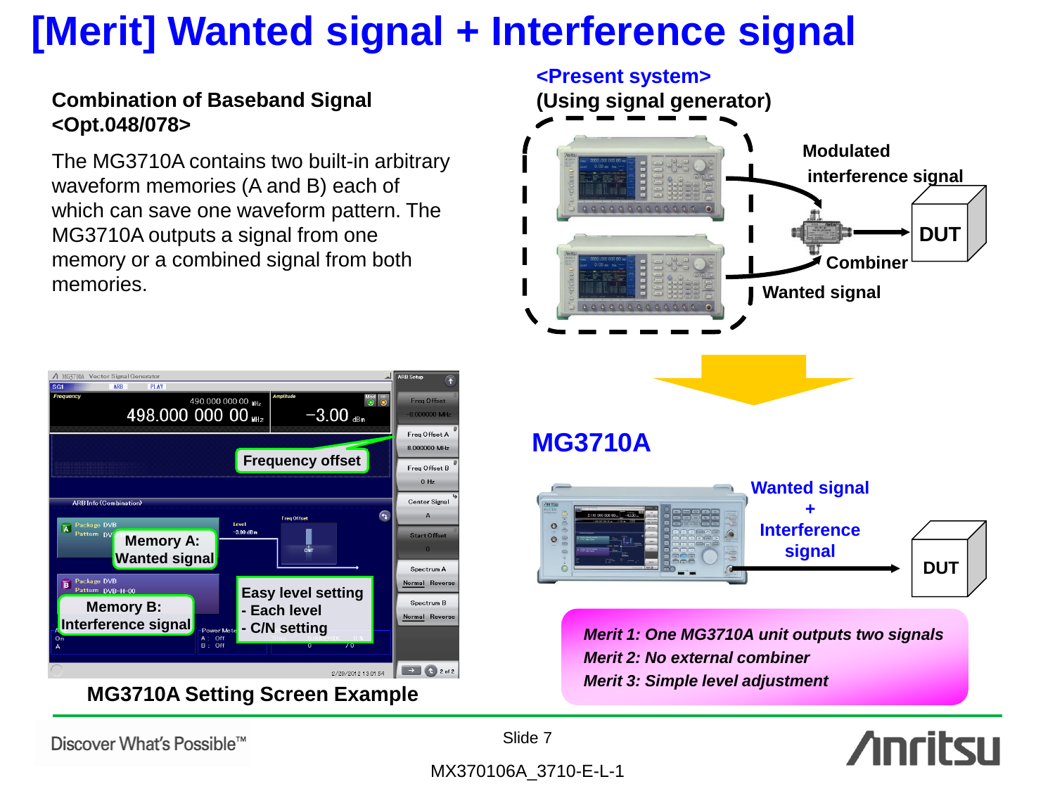# [Merit] Wanted signal + Interference signal

**Combination of Baseband Signal <Opt.048/078>**

The MG3710A contains two built-in arbitrary waveform memories (A and B) each of which can save one waveform pattern. The MG3710A outputs a signal from one memory or a combined signal from both memories.

**<Present system>**
**(Using signal generator)**

Modulated interference signal

Combiner

Wanted signal

DUT

**MG3710A**

Wanted signal + Interference signal

DUT

Frequency offset

Memory A: Wanted signal

Memory B: Interference signal

Easy level setting
- Each level
- C/N setting

**MG3710A Setting Screen Example**

*Merit 1: One MG3710A unit outputs two signals*
*Merit 2: No external combiner*
*Merit 3: Simple level adjustment*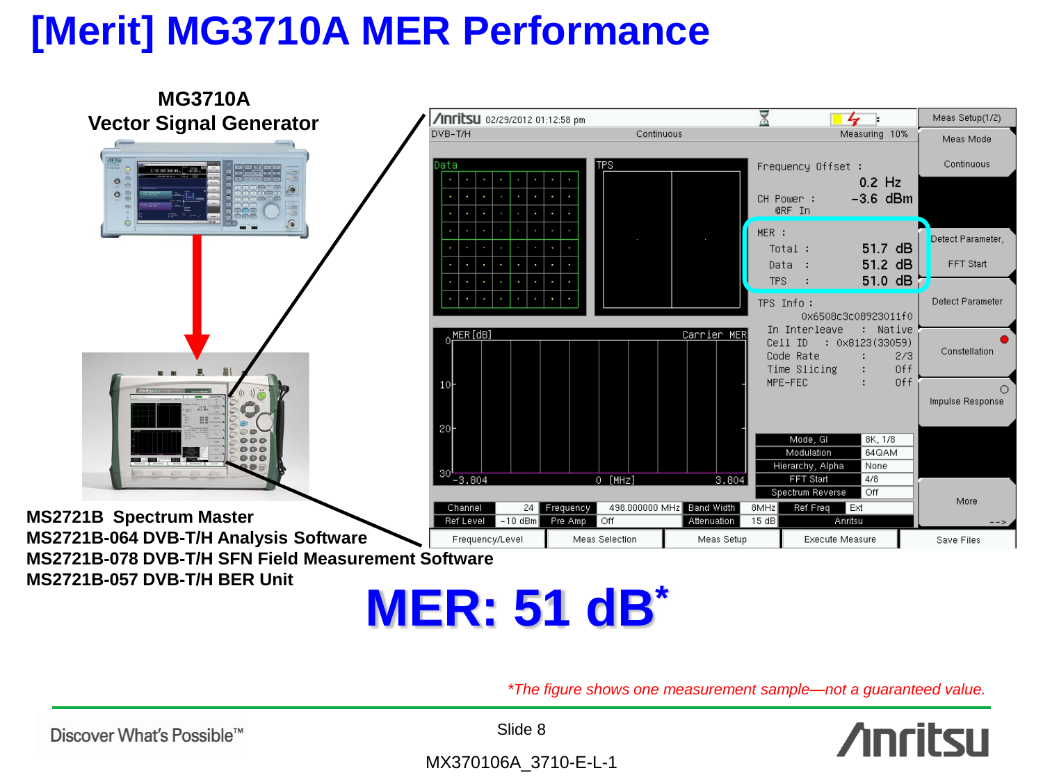# [Merit] MG3710A MER Performance

**MG3710A Vector Signal Generator**

**MS2721B Spectrum Master**
**MS2721B-064 DVB-T/H Analysis Software**
**MS2721B-078 DVB-T/H SFN Field Measurement Software**
**MS2721B-057 DVB-T/H BER Unit**

Anritsu 02/29/2012 01:12:58 pm
DVB-T/H — Continuous — Measuring 10%

Frequency Offset : 0.2 Hz
CH Power @RF In : -3.6 dBm

MER :
Total : 51.7 dB
Data : 51.2 dB
TPS : 51.0 dB

TPS Info : 0x6508c3c08923011f0
In Interleave : Native
Cell ID : 0x8123(33059)
Code Rate : 2/3
Time Slicing : Off
MPE-FEC : Off

| Mode, GI | 8K, 1/8 |
| --- | --- |
| Modulation | 64QAM |
| Hierarchy, Alpha | None |
| FFT Start | 4/8 |
| Spectrum Reverse | Off |

| Channel | 24 | Frequency | 498.000000 MHz | Band Width | 8MHz | Ref Freq | Ext |
| --- | --- | --- | --- | --- | --- | --- | --- |
| Ref Level | -10 dBm | Pre Amp | Off | Attenuation | 15 dB | Anritsu | |

# MER: 51 dB*

*The figure shows one measurement sample—not a guaranteed value.*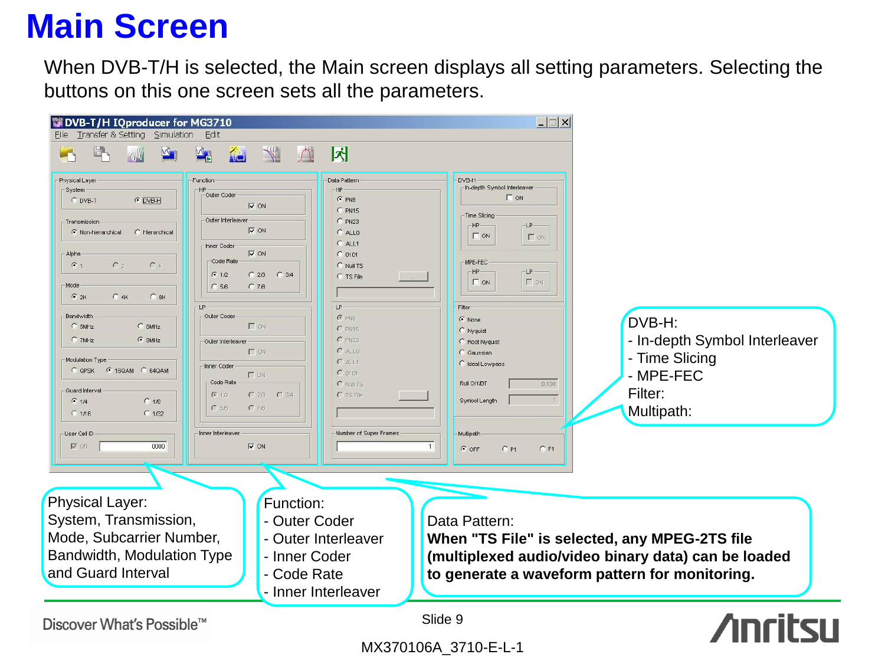# Main Screen

When DVB-T/H is selected, the Main screen displays all setting parameters. Selecting the buttons on this one screen sets all the parameters.

DVB-H:
- In-depth Symbol Interleaver
- Time Slicing
- MPE-FEC

Filter:

Multipath:

Physical Layer:
System, Transmission, Mode, Subcarrier Number, Bandwidth, Modulation Type and Guard Interval

Function:
- Outer Coder
- Outer Interleaver
- Inner Coder
- Code Rate
- Inner Interleaver

Data Pattern:
**When "TS File" is selected, any MPEG-2TS file (multiplexed audio/video binary data) can be loaded to generate a waveform pattern for monitoring.**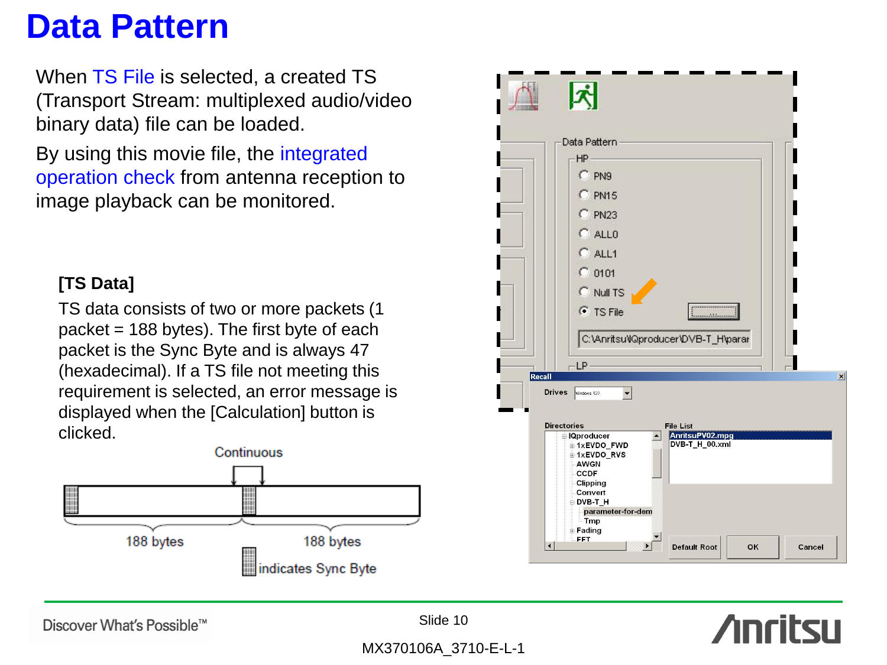# Data Pattern

When TS File is selected, a created TS (Transport Stream: multiplexed audio/video binary data) file can be loaded.

By using this movie file, the integrated operation check from antenna reception to image playback can be monitored.

**[TS Data]**

TS data consists of two or more packets (1 packet = 188 bytes). The first byte of each packet is the Sync Byte and is always 47 (hexadecimal). If a TS file not meeting this requirement is selected, an error message is displayed when the [Calculation] button is clicked.

Continuous

188 bytes 188 bytes

indicates Sync Byte

Data Pattern

HP

- PN9
- PN15
- PN23
- ALL0
- ALL1
- 0101
- Null TS
- TS File

C:\Anritsu\IQproducer\DVB-T_H\parar

LP

Recall

Drives

Directories

- IQproducer
  - 1xEVDO_FWD
  - 1xEVDO_RVS
  - AWGN
  - CCDF
  - Clipping
  - Convert
  - DVB-T_H
    - parameter-for-dem
    - Tmp
  - Fading
  - FFT

File List

- AnritsuPV02.mpg
- DVB-T_H_00.xml

Default Root | OK | Cancel

Discover What's Possible™

Slide 10

MX370106A_3710-E-L-1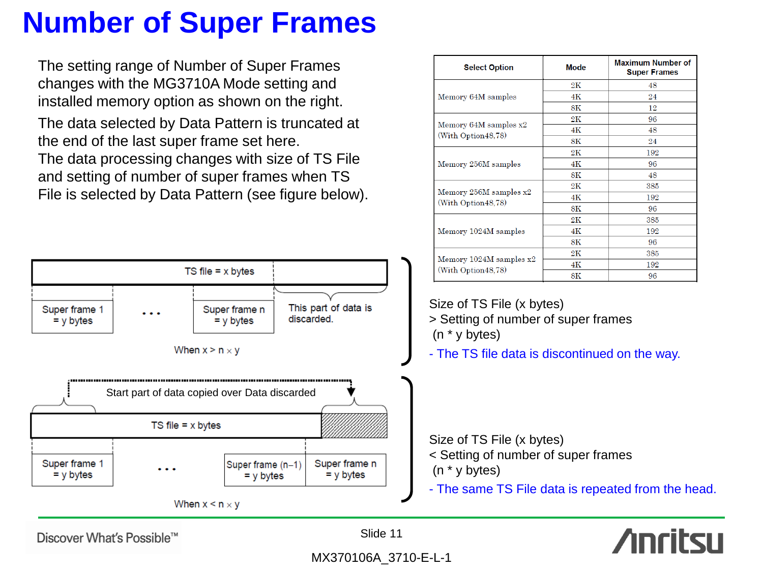# Number of Super Frames

The setting range of Number of Super Frames changes with the MG3710A Mode setting and installed memory option as shown on the right.

The data selected by Data Pattern is truncated at the end of the last super frame set here.

The data processing changes with size of TS File and setting of number of super frames when TS File is selected by Data Pattern (see figure below).

| Select Option | Mode | Maximum Number of Super Frames |
|---|---|---|
| Memory 64M samples | 2K | 48 |
| | 4K | 24 |
| | 8K | 12 |
| Memory 64M samples x2 (With Option48,78) | 2K | 96 |
| | 4K | 48 |
| | 8K | 24 |
| Memory 256M samples | 2K | 192 |
| | 4K | 96 |
| | 8K | 48 |
| Memory 256M samples x2 (With Option48,78) | 2K | 385 |
| | 4K | 192 |
| | 8K | 96 |
| Memory 1024M samples | 2K | 385 |
| | 4K | 192 |
| | 8K | 96 |
| Memory 1024M samples x2 (With Option48,78) | 2K | 385 |
| | 4K | 192 |
| | 8K | 96 |

TS file = x bytes

Super frame 1 = y bytes ... Super frame n = y bytes — This part of data is discarded.

When $x > n \times y$

Size of TS File (x bytes)
> Setting of number of super frames
(n * y bytes)

- The TS file data is discontinued on the way.

Start part of data copied over Data discarded

TS file = x bytes

Super frame 1 = y bytes ... Super frame (n−1) = y bytes, Super frame n = y bytes

When $x < n \times y$

Size of TS File (x bytes)
< Setting of number of super frames
(n * y bytes)

- The same TS File data is repeated from the head.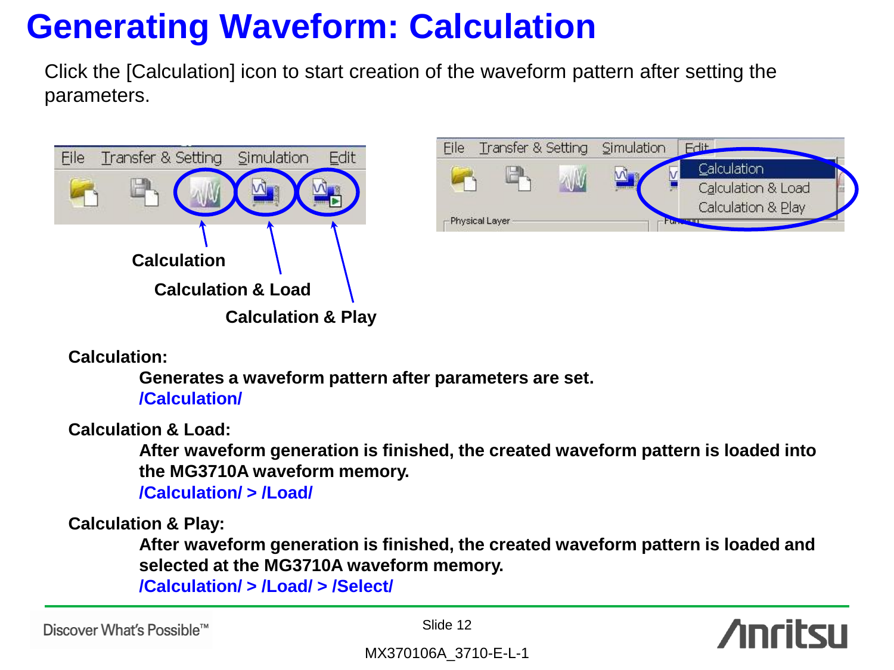# Generating Waveform: Calculation

Click the [Calculation] icon to start creation of the waveform pattern after setting the parameters.

**Calculation**

**Calculation & Load**

**Calculation & Play**

**Calculation:**

**Generates a waveform pattern after parameters are set.**
**/Calculation/**

**Calculation & Load:**

**After waveform generation is finished, the created waveform pattern is loaded into the MG3710A waveform memory.**
**/Calculation/ > /Load/**

**Calculation & Play:**

**After waveform generation is finished, the created waveform pattern is loaded and selected at the MG3710A waveform memory.**
**/Calculation/ > /Load/ > /Select/**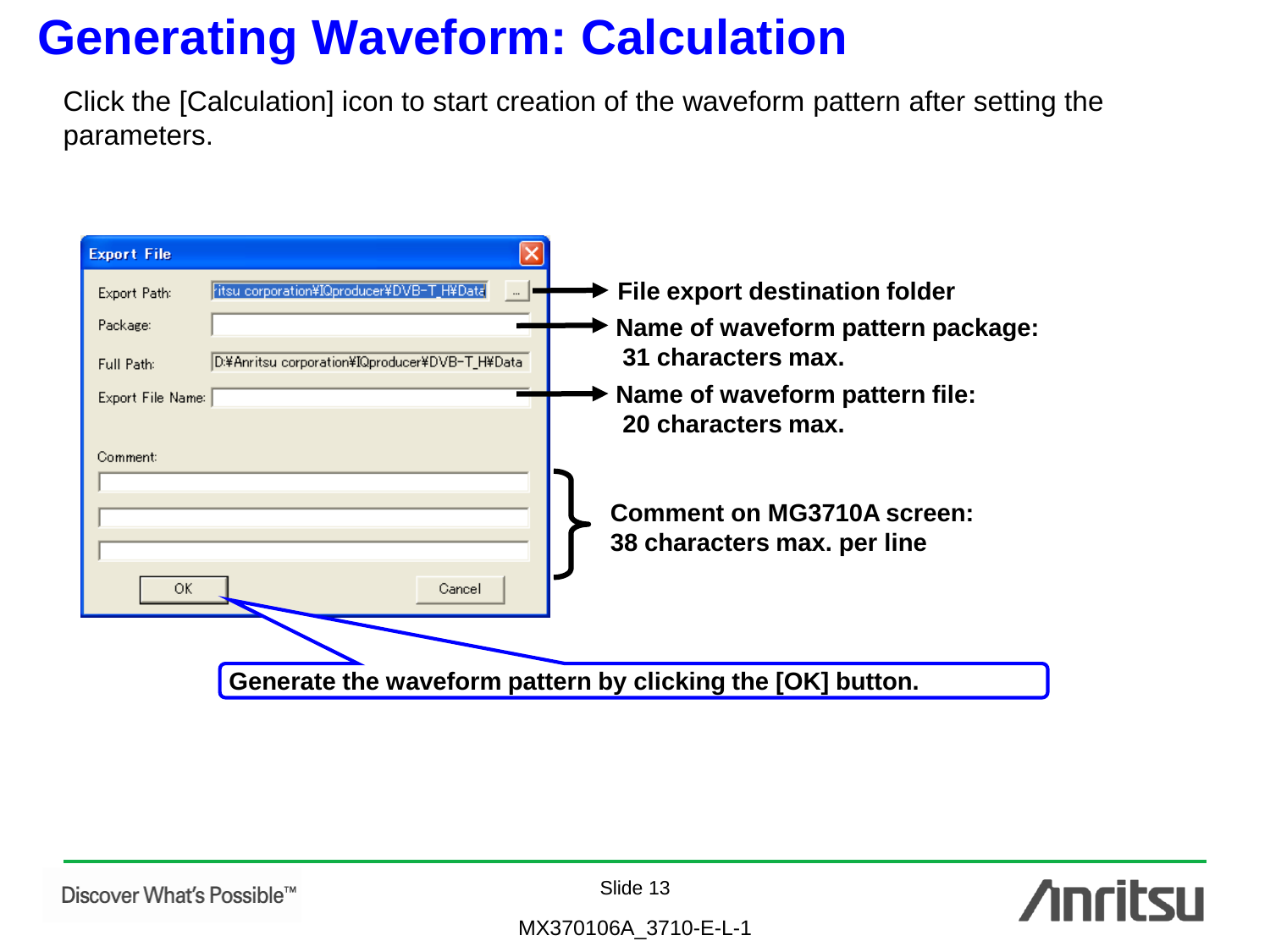# Generating Waveform: Calculation

Click the [Calculation] icon to start creation of the waveform pattern after setting the parameters.

**Export File**

- Export Path: D:¥Anritsu corporation¥IQproducer¥DVB-T_H¥Data → **File export destination folder**
- Package: → **Name of waveform pattern package: 31 characters max.**
- Full Path: D:¥Anritsu corporation¥IQproducer¥DVB-T_H¥Data
- Export File Name: → **Name of waveform pattern file: 20 characters max.**
- Comment: → **Comment on MG3710A screen: 38 characters max. per line**

OK | Cancel

**Generate the waveform pattern by clicking the [OK] button.**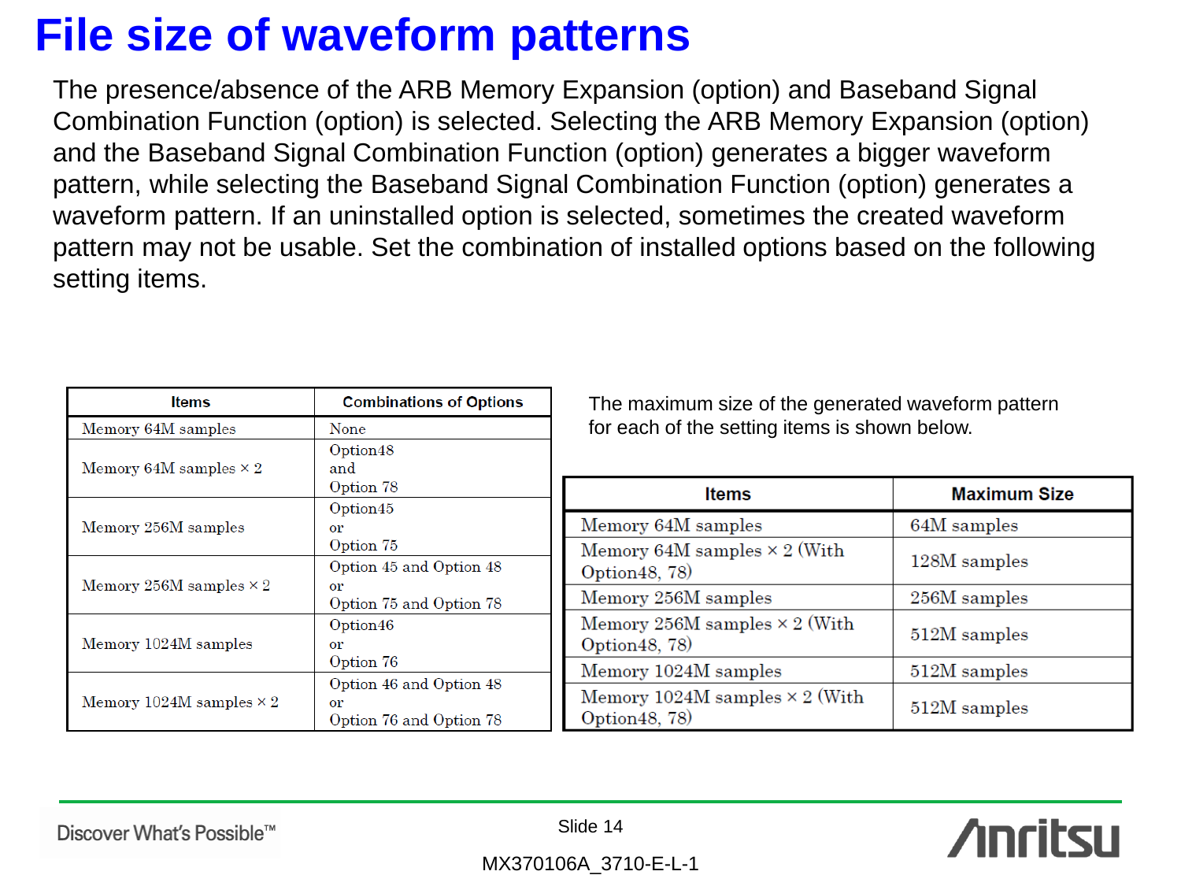# File size of waveform patterns

The presence/absence of the ARB Memory Expansion (option) and Baseband Signal Combination Function (option) is selected. Selecting the ARB Memory Expansion (option) and the Baseband Signal Combination Function (option) generates a bigger waveform pattern, while selecting the Baseband Signal Combination Function (option) generates a waveform pattern. If an uninstalled option is selected, sometimes the created waveform pattern may not be usable. Set the combination of installed options based on the following setting items.

| Items | Combinations of Options |
|---|---|
| Memory 64M samples | None |
| Memory 64M samples × 2 | Option48 and Option 78 |
| Memory 256M samples | Option45 or Option 75 |
| Memory 256M samples × 2 | Option 45 and Option 48 or Option 75 and Option 78 |
| Memory 1024M samples | Option46 or Option 76 |
| Memory 1024M samples × 2 | Option 46 and Option 48 or Option 76 and Option 78 |

The maximum size of the generated waveform pattern for each of the setting items is shown below.

| Items | Maximum Size |
|---|---|
| Memory 64M samples | 64M samples |
| Memory 64M samples × 2 (With Option48, 78) | 128M samples |
| Memory 256M samples | 256M samples |
| Memory 256M samples × 2 (With Option48, 78) | 512M samples |
| Memory 1024M samples | 512M samples |
| Memory 1024M samples × 2 (With Option48, 78) | 512M samples |

Discover What's Possible™

MX370106A_3710-E-L-1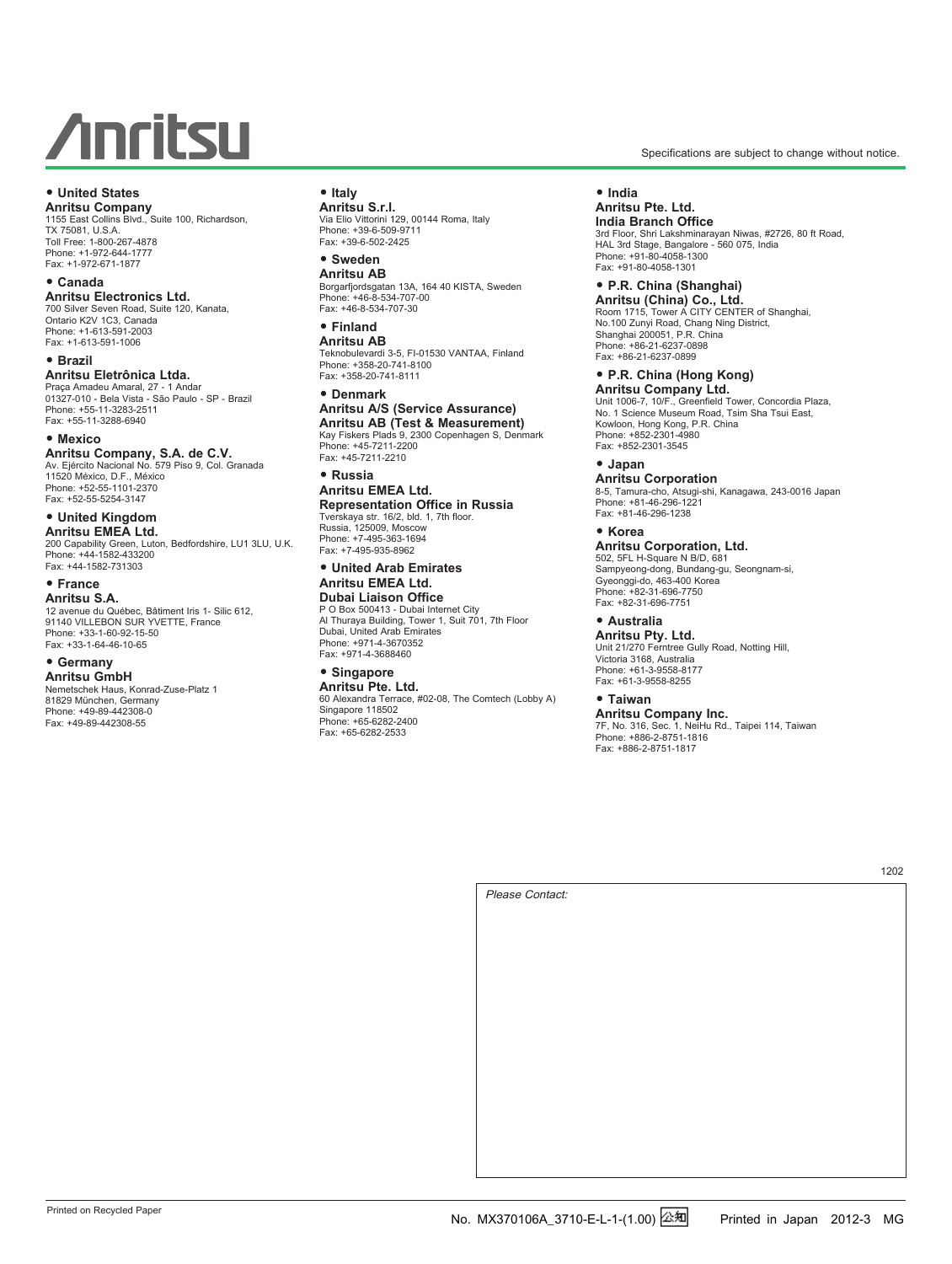# Anritsu

Specifications are subject to change without notice.

• **United States**
**Anritsu Company**
1155 East Collins Blvd., Suite 100, Richardson, TX 75081, U.S.A.
Toll Free: 1-800-267-4878
Phone: +1-972-644-1777
Fax: +1-972-671-1877

• **Canada**
**Anritsu Electronics Ltd.**
700 Silver Seven Road, Suite 120, Kanata, Ontario K2V 1C3, Canada
Phone: +1-613-591-2003
Fax: +1-613-591-1006

• **Brazil**
**Anritsu Eletrônica Ltda.**
Praça Amadeu Amaral, 27 - 1 Andar
01327-010 - Bela Vista - São Paulo - SP - Brazil
Phone: +55-11-3283-2511
Fax: +55-11-3288-6940

• **Mexico**
**Anritsu Company, S.A. de C.V.**
Av. Ejército Nacional No. 579 Piso 9, Col. Granada
11520 México, D.F., México
Phone: +52-55-1101-2370
Fax: +52-55-5254-3147

• **United Kingdom**
**Anritsu EMEA Ltd.**
200 Capability Green, Luton, Bedfordshire, LU1 3LU, U.K.
Phone: +44-1582-433200
Fax: +44-1582-731303

• **France**
**Anritsu S.A.**
12 avenue du Québec, Bâtiment Iris 1- Silic 612, 91140 VILLEBON SUR YVETTE, France
Phone: +33-1-60-92-15-50
Fax: +33-1-64-46-10-65

• **Germany**
**Anritsu GmbH**
Nemetschek Haus, Konrad-Zuse-Platz 1
81829 München, Germany
Phone: +49-89-442308-0
Fax: +49-89-442308-55

• **Italy**
**Anritsu S.r.l.**
Via Elio Vittorini 129, 00144 Roma, Italy
Phone: +39-6-509-9711
Fax: +39-6-502-2425

• **Sweden**
**Anritsu AB**
Borgarfjordsgatan 13A, 164 40 KISTA, Sweden
Phone: +46-8-534-707-00
Fax: +46-8-534-707-30

• **Finland**
**Anritsu AB**
Teknobulevardi 3-5, FI-01530 VANTAA, Finland
Phone: +358-20-741-8100
Fax: +358-20-741-8111

• **Denmark**
**Anritsu A/S (Service Assurance)**
**Anritsu AB (Test & Measurement)**
Kay Fiskers Plads 9, 2300 Copenhagen S, Denmark
Phone: +45-7211-2200
Fax: +45-7211-2210

• **Russia**
**Anritsu EMEA Ltd.**
**Representation Office in Russia**
Tverskaya str. 16/2, bld. 1, 7th floor.
Russia, 125009, Moscow
Phone: +7-495-363-1694
Fax: +7-495-935-8962

• **United Arab Emirates**
**Anritsu EMEA Ltd.**
**Dubai Liaison Office**
P O Box 500413 - Dubai Internet City
Al Thuraya Building, Tower 1, Suit 701, 7th Floor
Dubai, United Arab Emirates
Phone: +971-4-3670352
Fax: +971-4-3688460

• **Singapore**
**Anritsu Pte. Ltd.**
60 Alexandra Terrace, #02-08, The Comtech (Lobby A)
Singapore 118502
Phone: +65-6282-2400
Fax: +65-6282-2533

• **India**
**Anritsu Pte. Ltd.**
**India Branch Office**
3rd Floor, Shri Lakshminarayan Niwas, #2726, 80 ft Road, HAL 3rd Stage, Bangalore - 560 075, India
Phone: +91-80-4058-1300
Fax: +91-80-4058-1301

• **P.R. China (Shanghai)**
**Anritsu (China) Co., Ltd.**
Room 1715, Tower A CITY CENTER of Shanghai, No.100 Zunyi Road, Chang Ning District, Shanghai 200051, P.R. China
Phone: +86-21-6237-0898
Fax: +86-21-6237-0899

• **P.R. China (Hong Kong)**
**Anritsu Company Ltd.**
Unit 1006-7, 10/F., Greenfield Tower, Concordia Plaza, No. 1 Science Museum Road, Tsim Sha Tsui East, Kowloon, Hong Kong, P.R. China
Phone: +852-2301-4980
Fax: +852-2301-3545

• **Japan**
**Anritsu Corporation**
8-5, Tamura-cho, Atsugi-shi, Kanagawa, 243-0016 Japan
Phone: +81-46-296-1221
Fax: +81-46-296-1238

• **Korea**
**Anritsu Corporation, Ltd.**
502, 5FL H-Square N B/D, 681
Sampyeong-dong, Bundang-gu, Seongnam-si, Gyeonggi-do, 463-400 Korea
Phone: +82-31-696-7750
Fax: +82-31-696-7751

• **Australia**
**Anritsu Pty. Ltd.**
Unit 21/270 Ferntree Gully Road, Notting Hill, Victoria 3168, Australia
Phone: +61-3-9558-8177
Fax: +61-3-9558-8255

• **Taiwan**
**Anritsu Company Inc.**
7F, No. 316, Sec. 1, NeiHu Rd., Taipei 114, Taiwan
Phone: +886-2-8751-1816
Fax: +886-2-8751-1817

1202

*Please Contact:*

Printed on Recycled Paper

No. MX370106A_3710-E-L-1-(1.00) 公知 Printed in Japan 2012-3 MG